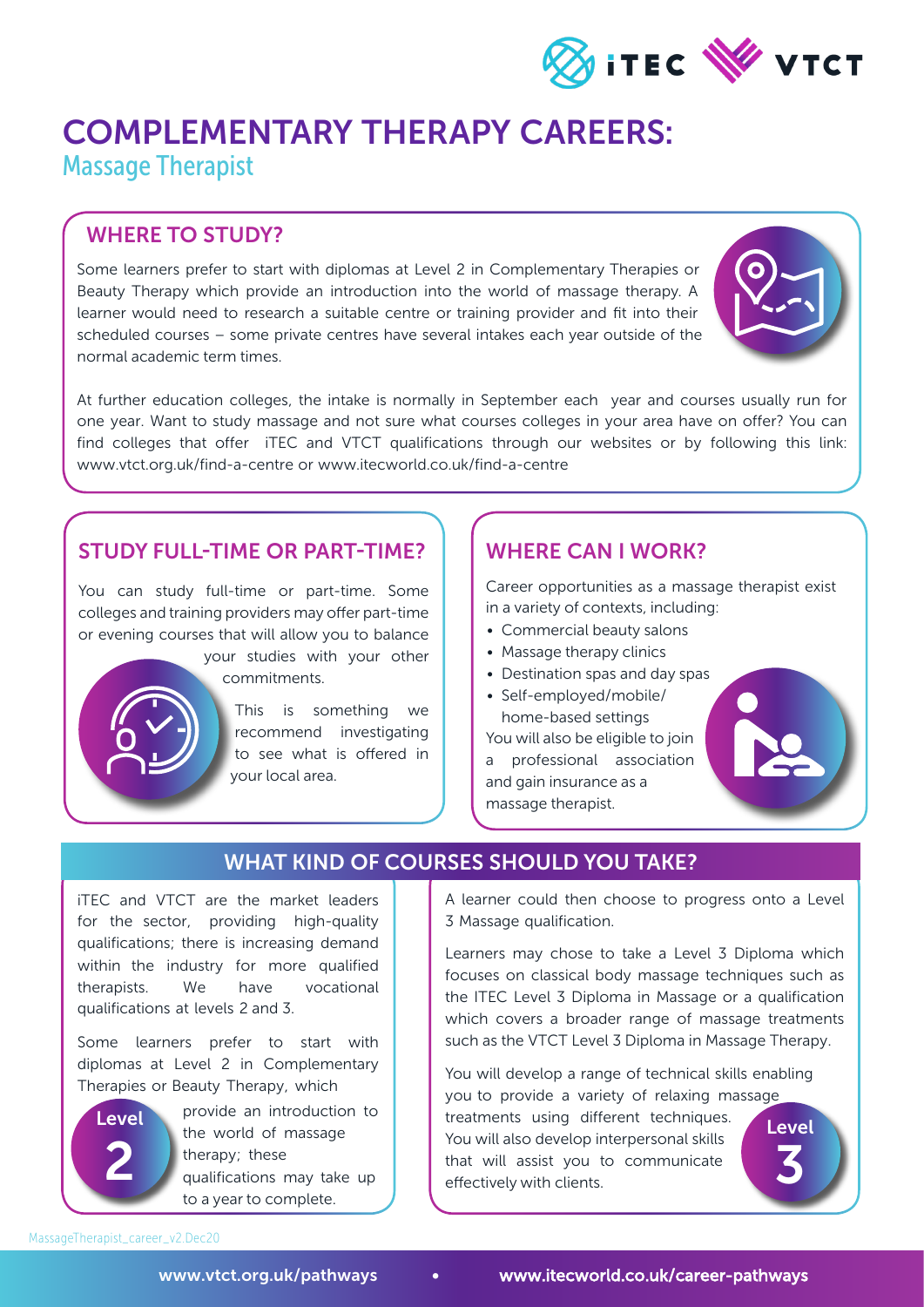# COMPLEMENTARY THERAPY CAREERS:

## Massage Therapist

### WHERE TO STUDY?

Some learners prefer to start with diplomas at Level 2 in Complementary Therapies or Beauty Therapy which provide an introduction into the world of massage therapy. A learner would need to research a suitable centre or training provider and fit into their scheduled courses – some private centres have several intakes each year outside of the normal academic term times.

At further education colleges, the intake is normally in September each year and courses usually run for one year. Want to study massage and not sure what courses colleges in your area have on offer? You can find colleges that offer iTEC and VTCT qualifications through our websites or by following this link: www.vtct.org.uk/find-a-centre or www.itecworld.co.uk/find-a-centre

### STUDY FULL-TIME OR PART-TIME?

You can study full-time or part-time. Some colleges and training providers may offer part-time or evening courses that will allow you to balance your studies with your other commitments.

This is something we recommend investigating to see what is offered in your local area.

### WHERE CAN I WORK?

Career opportunities as a massage therapist exist in a variety of contexts, including:

- Commercial beauty salons
- Massage therapy clinics
- Destination spas and day spas
- Self-employed/mobile/home-based settings

You will also be eligible to join a professional association and gain insurance as a massage therapist.

### WHAT KIND OF COURSES SHOULD YOU TAKE?

iTEC and VTCT are the market leaders for the sector, providing high-quality qualifications; there is increasing demand within the industry for more qualified therapists. We have vocational qualifications at levels 2 and 3.

Some learners prefer to start with diplomas at Level 2 in Complementary Therapies or Beauty Therapy, which provide an introduction to the world of massage therapy; these qualifications may take up to a year to complete.

**Level 2**

A learner could then choose to progress onto a Level 3 Massage qualification.

Learners may chose to take a Level 3 Diploma which focuses on classical body massage techniques such as the ITEC Level 3 Diploma in Massage or a qualification which covers a broader range of massage treatments such as the VTCT Level 3 Diploma in Massage Therapy.

You will develop a range of technical skills enabling you to provide a variety of relaxing massage treatments using different techniques. You will also develop interpersonal skills that will assist you to communicate effectively with clients.

**Level 3**

MassageTherapist_career_v2.Dec20

www.vtct.org.uk/pathways • www.itecworld.co.uk/career-pathways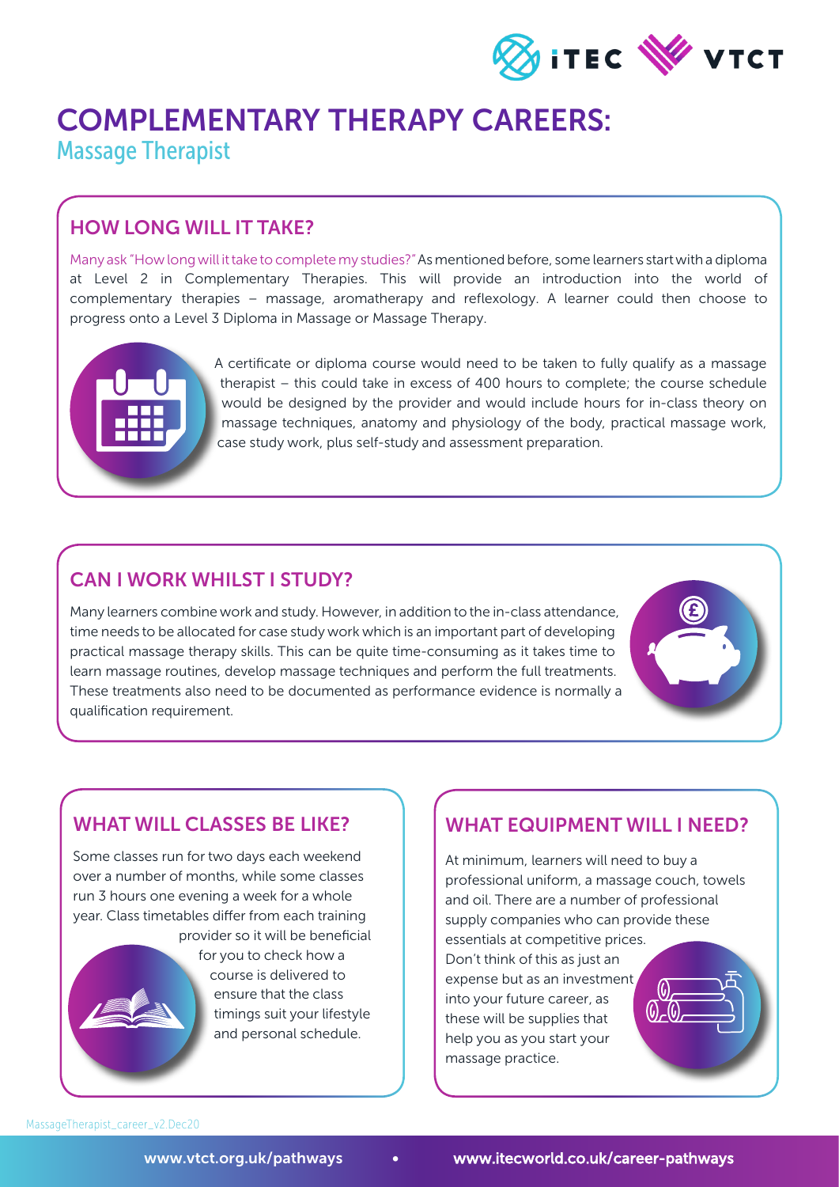# COMPLEMENTARY THERAPY CAREERS:

## Massage Therapist

### HOW LONG WILL IT TAKE?

Many ask "How long will it take to complete my studies?" As mentioned before, some learners start with a diploma at Level 2 in Complementary Therapies. This will provide an introduction into the world of complementary therapies – massage, aromatherapy and reflexology. A learner could then choose to progress onto a Level 3 Diploma in Massage or Massage Therapy.

A certificate or diploma course would need to be taken to fully qualify as a massage therapist – this could take in excess of 400 hours to complete; the course schedule would be designed by the provider and would include hours for in-class theory on massage techniques, anatomy and physiology of the body, practical massage work, case study work, plus self-study and assessment preparation.

### CAN I WORK WHILST I STUDY?

Many learners combine work and study. However, in addition to the in-class attendance, time needs to be allocated for case study work which is an important part of developing practical massage therapy skills. This can be quite time-consuming as it takes time to learn massage routines, develop massage techniques and perform the full treatments. These treatments also need to be documented as performance evidence is normally a qualification requirement.

### WHAT WILL CLASSES BE LIKE?

Some classes run for two days each weekend over a number of months, while some classes run 3 hours one evening a week for a whole year. Class timetables differ from each training provider so it will be beneficial for you to check how a course is delivered to ensure that the class timings suit your lifestyle and personal schedule.

### WHAT EQUIPMENT WILL I NEED?

At minimum, learners will need to buy a professional uniform, a massage couch, towels and oil. There are a number of professional supply companies who can provide these essentials at competitive prices. Don't think of this as just an expense but as an investment into your future career, as these will be supplies that help you as you start your massage practice.

MassageTherapist_career_v2.Dec20

www.vtct.org.uk/pathways • www.itecworld.co.uk/career-pathways